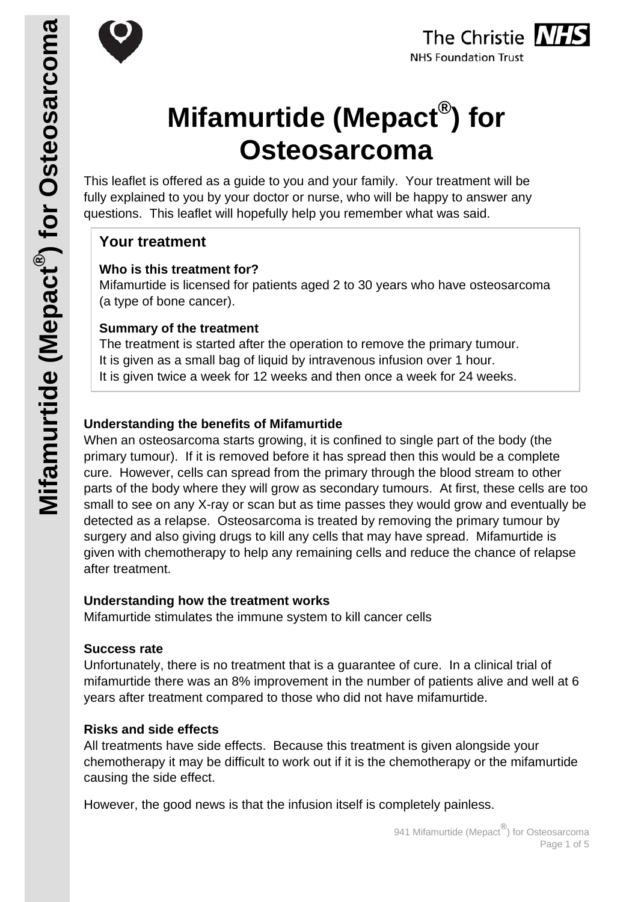# Mifamurtide (Mepact®) for Osteosarcoma

This leaflet is offered as a guide to you and your family. Your treatment will be fully explained to you by your doctor or nurse, who will be happy to answer any questions. This leaflet will hopefully help you remember what was said.

## Your treatment

**Who is this treatment for?**
Mifamurtide is licensed for patients aged 2 to 30 years who have osteosarcoma (a type of bone cancer).

**Summary of the treatment**
The treatment is started after the operation to remove the primary tumour.
It is given as a small bag of liquid by intravenous infusion over 1 hour.
It is given twice a week for 12 weeks and then once a week for 24 weeks.

**Understanding the benefits of Mifamurtide**
When an osteosarcoma starts growing, it is confined to single part of the body (the primary tumour). If it is removed before it has spread then this would be a complete cure. However, cells can spread from the primary through the blood stream to other parts of the body where they will grow as secondary tumours. At first, these cells are too small to see on any X-ray or scan but as time passes they would grow and eventually be detected as a relapse. Osteosarcoma is treated by removing the primary tumour by surgery and also giving drugs to kill any cells that may have spread. Mifamurtide is given with chemotherapy to help any remaining cells and reduce the chance of relapse after treatment.

**Understanding how the treatment works**
Mifamurtide stimulates the immune system to kill cancer cells

**Success rate**
Unfortunately, there is no treatment that is a guarantee of cure. In a clinical trial of mifamurtide there was an 8% improvement in the number of patients alive and well at 6 years after treatment compared to those who did not have mifamurtide.

**Risks and side effects**
All treatments have side effects. Because this treatment is given alongside your chemotherapy it may be difficult to work out if it is the chemotherapy or the mifamurtide causing the side effect.

However, the good news is that the infusion itself is completely painless.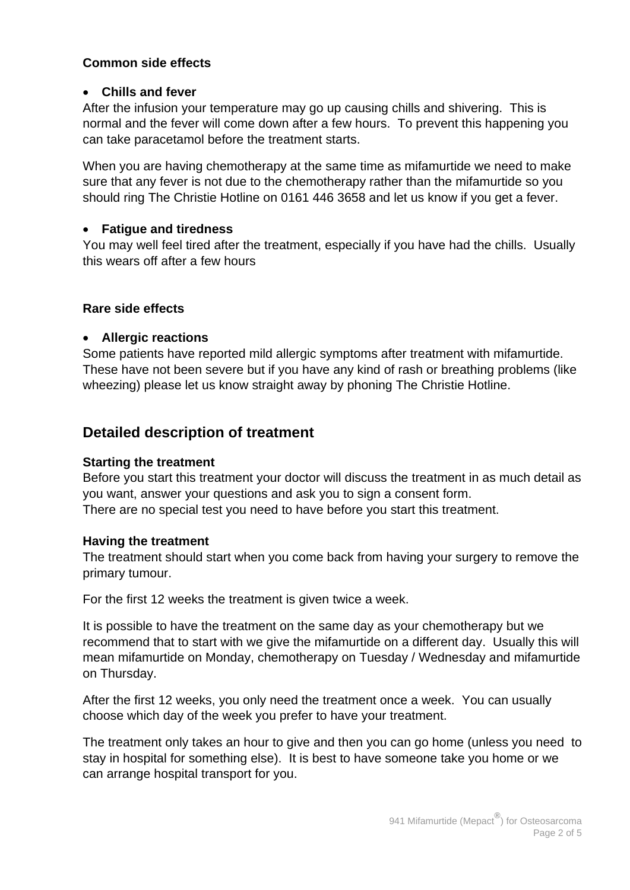**Common side effects**

- **Chills and fever**

After the infusion your temperature may go up causing chills and shivering. This is normal and the fever will come down after a few hours. To prevent this happening you can take paracetamol before the treatment starts.

When you are having chemotherapy at the same time as mifamurtide we need to make sure that any fever is not due to the chemotherapy rather than the mifamurtide so you should ring The Christie Hotline on 0161 446 3658 and let us know if you get a fever.

- **Fatigue and tiredness**

You may well feel tired after the treatment, especially if you have had the chills. Usually this wears off after a few hours

**Rare side effects**

- **Allergic reactions**

Some patients have reported mild allergic symptoms after treatment with mifamurtide. These have not been severe but if you have any kind of rash or breathing problems (like wheezing) please let us know straight away by phoning The Christie Hotline.

## Detailed description of treatment

**Starting the treatment**

Before you start this treatment your doctor will discuss the treatment in as much detail as you want, answer your questions and ask you to sign a consent form.
There are no special test you need to have before you start this treatment.

**Having the treatment**

The treatment should start when you come back from having your surgery to remove the primary tumour.

For the first 12 weeks the treatment is given twice a week.

It is possible to have the treatment on the same day as your chemotherapy but we recommend that to start with we give the mifamurtide on a different day. Usually this will mean mifamurtide on Monday, chemotherapy on Tuesday / Wednesday and mifamurtide on Thursday.

After the first 12 weeks, you only need the treatment once a week. You can usually choose which day of the week you prefer to have your treatment.

The treatment only takes an hour to give and then you can go home (unless you need to stay in hospital for something else). It is best to have someone take you home or we can arrange hospital transport for you.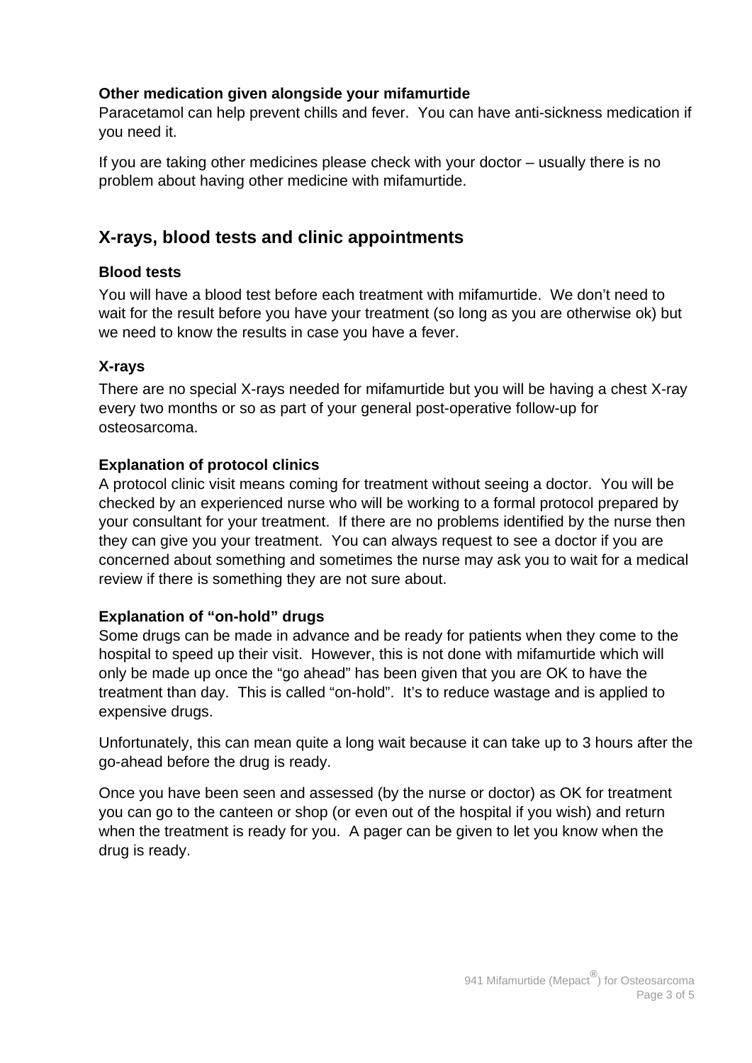### Other medication given alongside your mifamurtide

Paracetamol can help prevent chills and fever. You can have anti-sickness medication if you need it.

If you are taking other medicines please check with your doctor – usually there is no problem about having other medicine with mifamurtide.

## X-rays, blood tests and clinic appointments

### Blood tests

You will have a blood test before each treatment with mifamurtide. We don't need to wait for the result before you have your treatment (so long as you are otherwise ok) but we need to know the results in case you have a fever.

### X-rays

There are no special X-rays needed for mifamurtide but you will be having a chest X-ray every two months or so as part of your general post-operative follow-up for osteosarcoma.

### Explanation of protocol clinics

A protocol clinic visit means coming for treatment without seeing a doctor. You will be checked by an experienced nurse who will be working to a formal protocol prepared by your consultant for your treatment. If there are no problems identified by the nurse then they can give you your treatment. You can always request to see a doctor if you are concerned about something and sometimes the nurse may ask you to wait for a medical review if there is something they are not sure about.

### Explanation of "on-hold" drugs

Some drugs can be made in advance and be ready for patients when they come to the hospital to speed up their visit. However, this is not done with mifamurtide which will only be made up once the "go ahead" has been given that you are OK to have the treatment than day. This is called "on-hold". It's to reduce wastage and is applied to expensive drugs.

Unfortunately, this can mean quite a long wait because it can take up to 3 hours after the go-ahead before the drug is ready.

Once you have been seen and assessed (by the nurse or doctor) as OK for treatment you can go to the canteen or shop (or even out of the hospital if you wish) and return when the treatment is ready for you. A pager can be given to let you know when the drug is ready.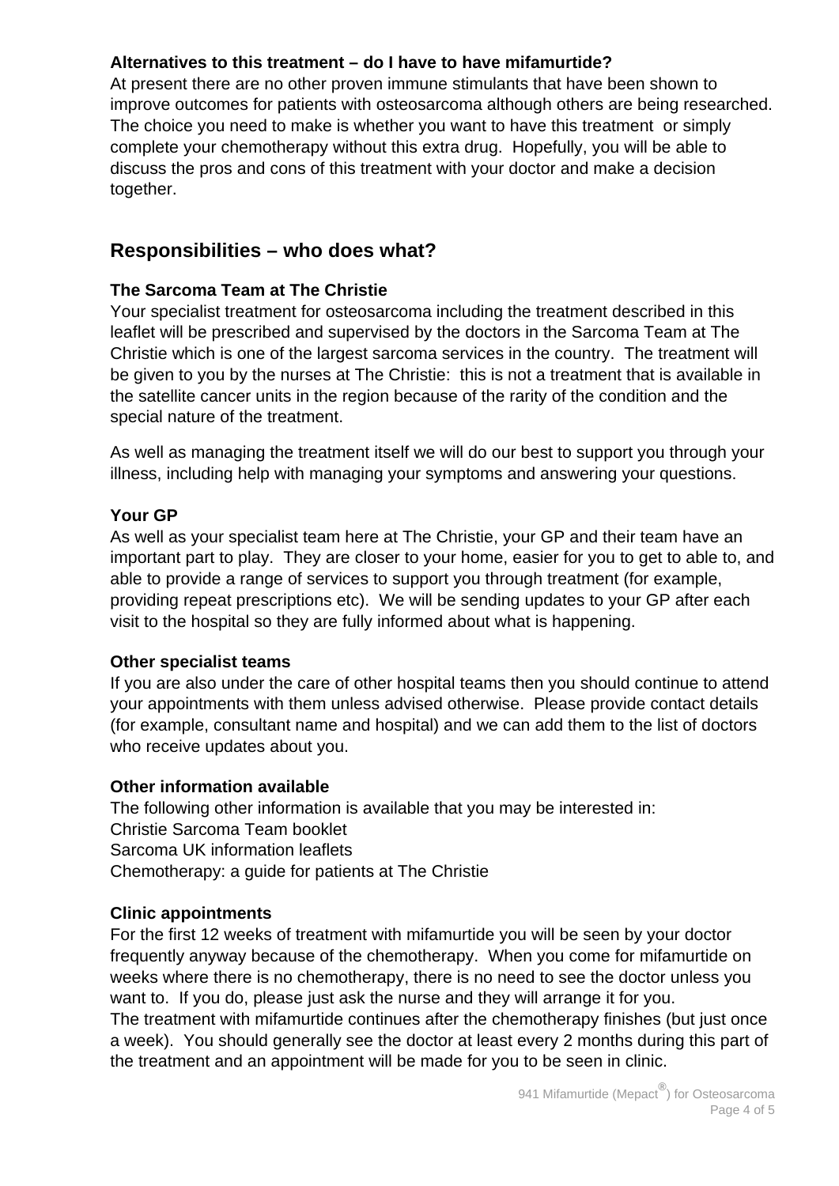**Alternatives to this treatment – do I have to have mifamurtide?**

At present there are no other proven immune stimulants that have been shown to improve outcomes for patients with osteosarcoma although others are being researched. The choice you need to make is whether you want to have this treatment or simply complete your chemotherapy without this extra drug. Hopefully, you will be able to discuss the pros and cons of this treatment with your doctor and make a decision together.

## Responsibilities – who does what?

**The Sarcoma Team at The Christie**

Your specialist treatment for osteosarcoma including the treatment described in this leaflet will be prescribed and supervised by the doctors in the Sarcoma Team at The Christie which is one of the largest sarcoma services in the country. The treatment will be given to you by the nurses at The Christie: this is not a treatment that is available in the satellite cancer units in the region because of the rarity of the condition and the special nature of the treatment.

As well as managing the treatment itself we will do our best to support you through your illness, including help with managing your symptoms and answering your questions.

**Your GP**

As well as your specialist team here at The Christie, your GP and their team have an important part to play. They are closer to your home, easier for you to get to able to, and able to provide a range of services to support you through treatment (for example, providing repeat prescriptions etc). We will be sending updates to your GP after each visit to the hospital so they are fully informed about what is happening.

**Other specialist teams**

If you are also under the care of other hospital teams then you should continue to attend your appointments with them unless advised otherwise. Please provide contact details (for example, consultant name and hospital) and we can add them to the list of doctors who receive updates about you.

**Other information available**

The following other information is available that you may be interested in:
Christie Sarcoma Team booklet
Sarcoma UK information leaflets
Chemotherapy: a guide for patients at The Christie

**Clinic appointments**

For the first 12 weeks of treatment with mifamurtide you will be seen by your doctor frequently anyway because of the chemotherapy. When you come for mifamurtide on weeks where there is no chemotherapy, there is no need to see the doctor unless you want to. If you do, please just ask the nurse and they will arrange it for you.
The treatment with mifamurtide continues after the chemotherapy finishes (but just once a week). You should generally see the doctor at least every 2 months during this part of the treatment and an appointment will be made for you to be seen in clinic.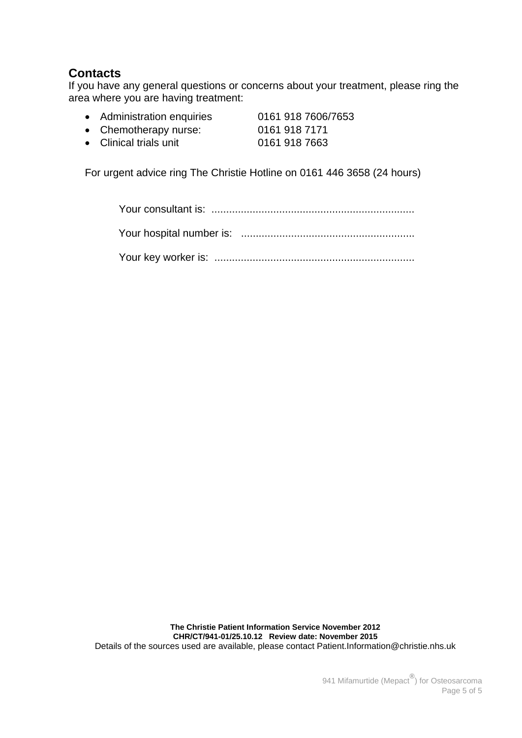## Contacts

If you have any general questions or concerns about your treatment, please ring the area where you are having treatment:

- Administration enquiries 0161 918 7606/7653
- Chemotherapy nurse: 0161 918 7171
- Clinical trials unit 0161 918 7663

For urgent advice ring The Christie Hotline on 0161 446 3658 (24 hours)

Your consultant is: ....................................................................

Your hospital number is: ..........................................................

Your key worker is: ....................................................................

**The Christie Patient Information Service November 2012**
**CHR/CT/941-01/25.10.12 Review date: November 2015**
Details of the sources used are available, please contact Patient.Information@christie.nhs.uk